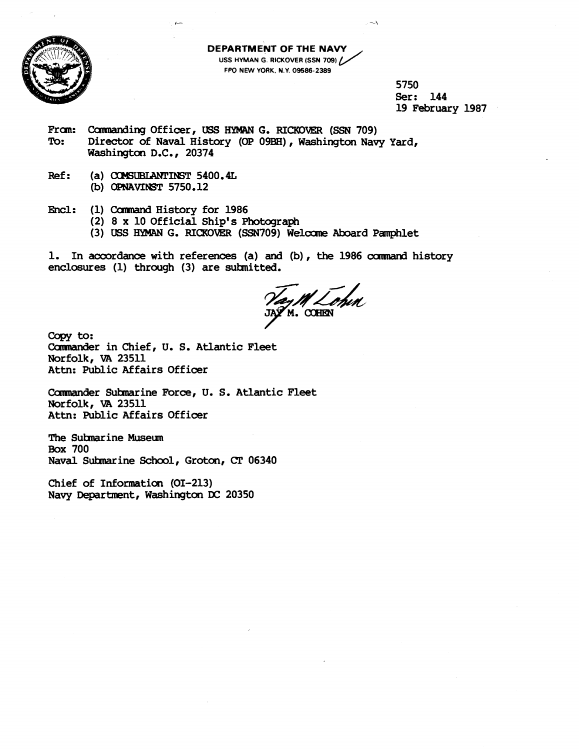**DEPARTMENT OF THE NAVY**
USS HYMAN G. RICKOVER (SSN 709)
FPO NEW YORK, N.Y. 09586-2389

5750
Ser: 144
19 February 1987

From: Commanding Officer, USS HYMAN G. RICKOVER (SSN 709)
To: Director of Naval History (OP 09BH), Washington Navy Yard, Washington D.C., 20374

Ref: (a) COMSUBLANTINST 5400.4L
(b) OPNAVINST 5750.12

Encl: (1) Command History for 1986
(2) 8 x 10 Official Ship's Photograph
(3) USS HYMAN G. RICKOVER (SSN709) Welcome Aboard Pamphlet

1. In accordance with references (a) and (b), the 1986 command history enclosures (1) through (3) are submitted.

JAY M. COHEN

Copy to:
Commander in Chief, U. S. Atlantic Fleet
Norfolk, VA 23511
Attn: Public Affairs Officer

Commander Submarine Force, U. S. Atlantic Fleet
Norfolk, VA 23511
Attn: Public Affairs Officer

The Submarine Museum
Box 700
Naval Submarine School, Groton, CT 06340

Chief of Information (OI-213)
Navy Department, Washington DC 20350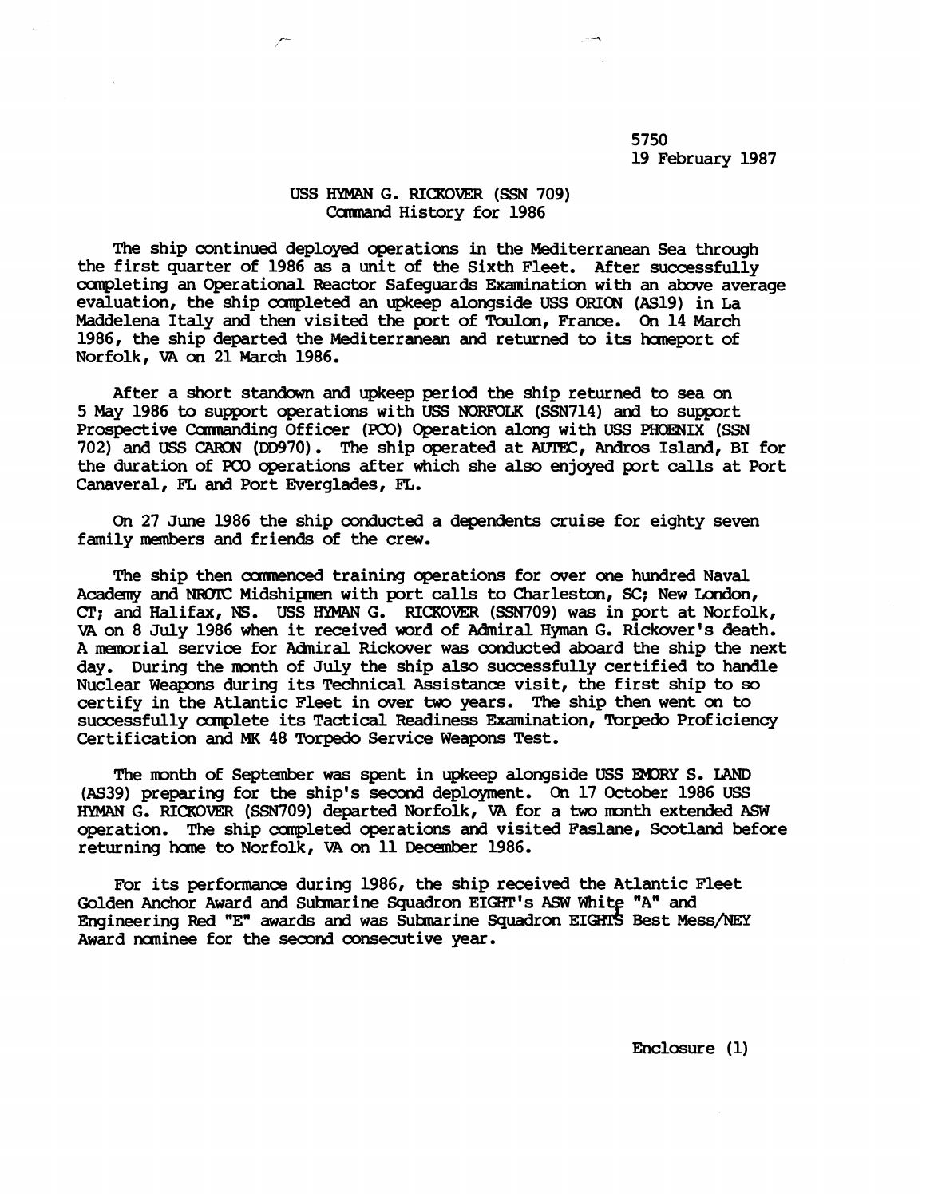5750
19 February 1987

USS HYMAN G. RICKOVER (SSN 709)
Command History for 1986

The ship continued deployed operations in the Mediterranean Sea through the first quarter of 1986 as a unit of the Sixth Fleet. After successfully completing an Operational Reactor Safeguards Examination with an above average evaluation, the ship completed an upkeep alongside USS ORION (AS19) in La Maddelena Italy and then visited the port of Toulon, France. On 14 March 1986, the ship departed the Mediterranean and returned to its homeport of Norfolk, VA on 21 March 1986.

After a short standown and upkeep period the ship returned to sea on 5 May 1986 to support operations with USS NORFOLK (SSN714) and to support Prospective Commanding Officer (PCO) Operation along with USS PHOENIX (SSN 702) and USS CARON (DD970). The ship operated at AUTEC, Andros Island, BI for the duration of PCO operations after which she also enjoyed port calls at Port Canaveral, FL and Port Everglades, FL.

On 27 June 1986 the ship conducted a dependents cruise for eighty seven family members and friends of the crew.

The ship then commenced training operations for over one hundred Naval Academy and NROTC Midshipmen with port calls to Charleston, SC; New London, CT; and Halifax, NS. USS HYMAN G. RICKOVER (SSN709) was in port at Norfolk, VA on 8 July 1986 when it received word of Admiral Hyman G. Rickover's death. A memorial service for Admiral Rickover was conducted aboard the ship the next day. During the month of July the ship also successfully certified to handle Nuclear Weapons during its Technical Assistance visit, the first ship to so certify in the Atlantic Fleet in over two years. The ship then went on to successfully complete its Tactical Readiness Examination, Torpedo Proficiency Certification and MK 48 Torpedo Service Weapons Test.

The month of September was spent in upkeep alongside USS EMORY S. LAND (AS39) preparing for the ship's second deployment. On 17 October 1986 USS HYMAN G. RICKOVER (SSN709) departed Norfolk, VA for a two month extended ASW operation. The ship completed operations and visited Faslane, Scotland before returning home to Norfolk, VA on 11 December 1986.

For its performance during 1986, the ship received the Atlantic Fleet Golden Anchor Award and Submarine Squadron EIGHT's ASW White "A" and Engineering Red "E" awards and was Submarine Squadron EIGHTS Best Mess/NEY Award nominee for the second consecutive year.

Enclosure (1)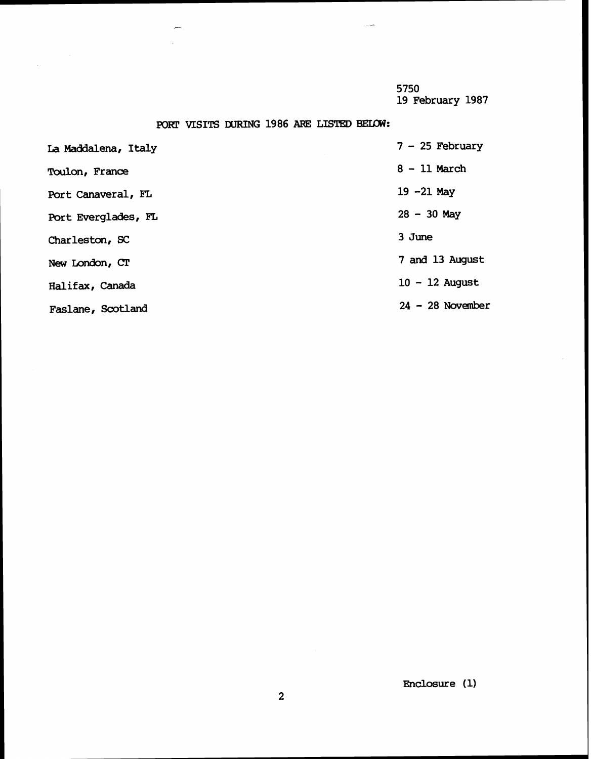5750
19 February 1987

PORT VISITS DURING 1986 ARE LISTED BELOW:

| | |
|---|---|
| La Maddalena, Italy | 7 - 25 February |
| Toulon, France | 8 - 11 March |
| Port Canaveral, FL | 19 -21 May |
| Port Everglades, FL | 28 - 30 May |
| Charleston, SC | 3 June |
| New London, CT | 7 and 13 August |
| Halifax, Canada | 10 - 12 August |
| Faslane, Scotland | 24 - 28 November |

Enclosure (1)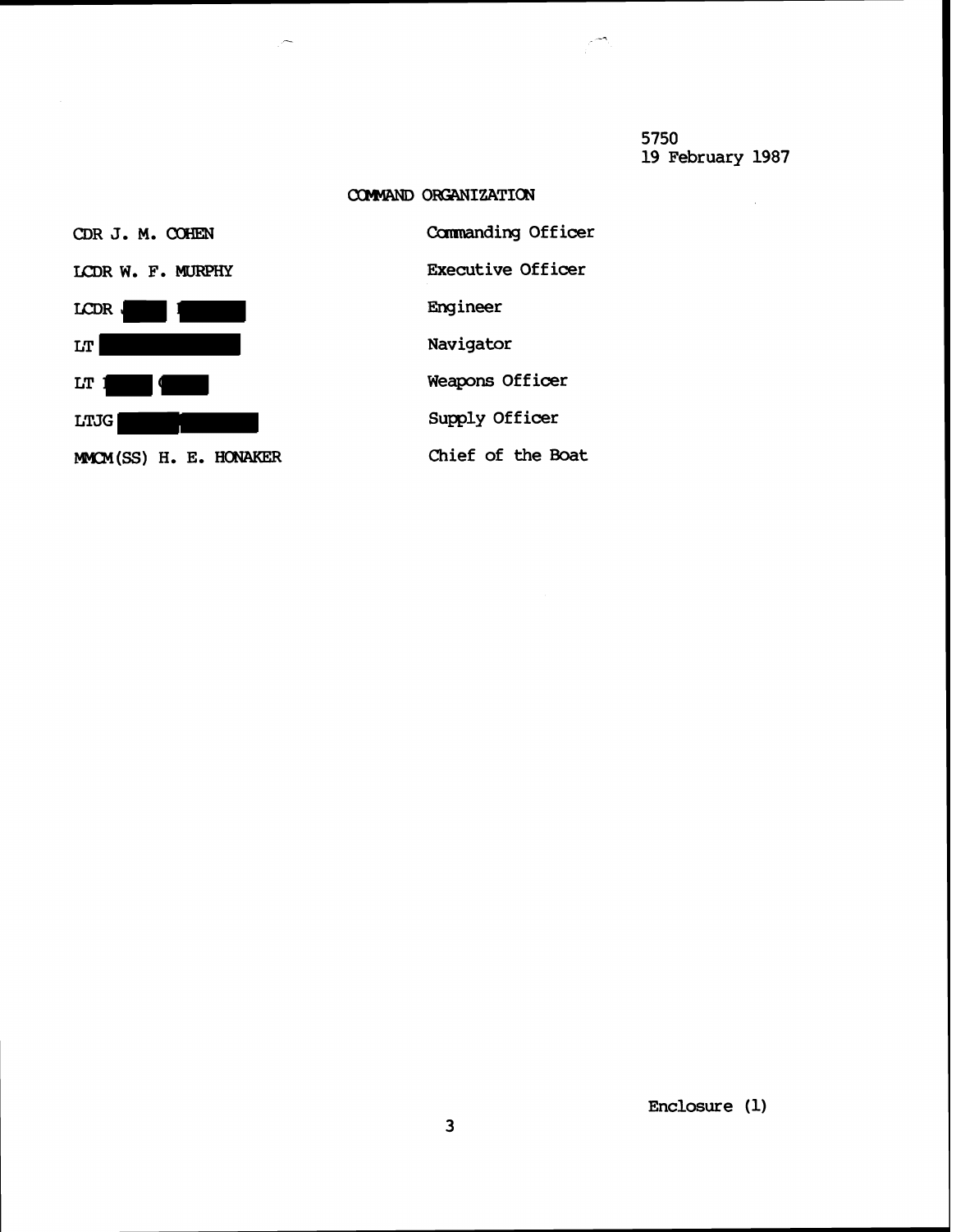5750
19 February 1987

## COMMAND ORGANIZATION

| | |
|---|---|
| CDR J. M. COHEN | Commanding Officer |
| LCDR W. F. MURPHY | Executive Officer |
| LCDR ████ ████ | Engineer |
| LT ████████ | Navigator |
| LT ████ ████ | Weapons Officer |
| LTJG ████████ | Supply Officer |
| MMCM(SS) H. E. HONAKER | Chief of the Boat |

Enclosure (1)